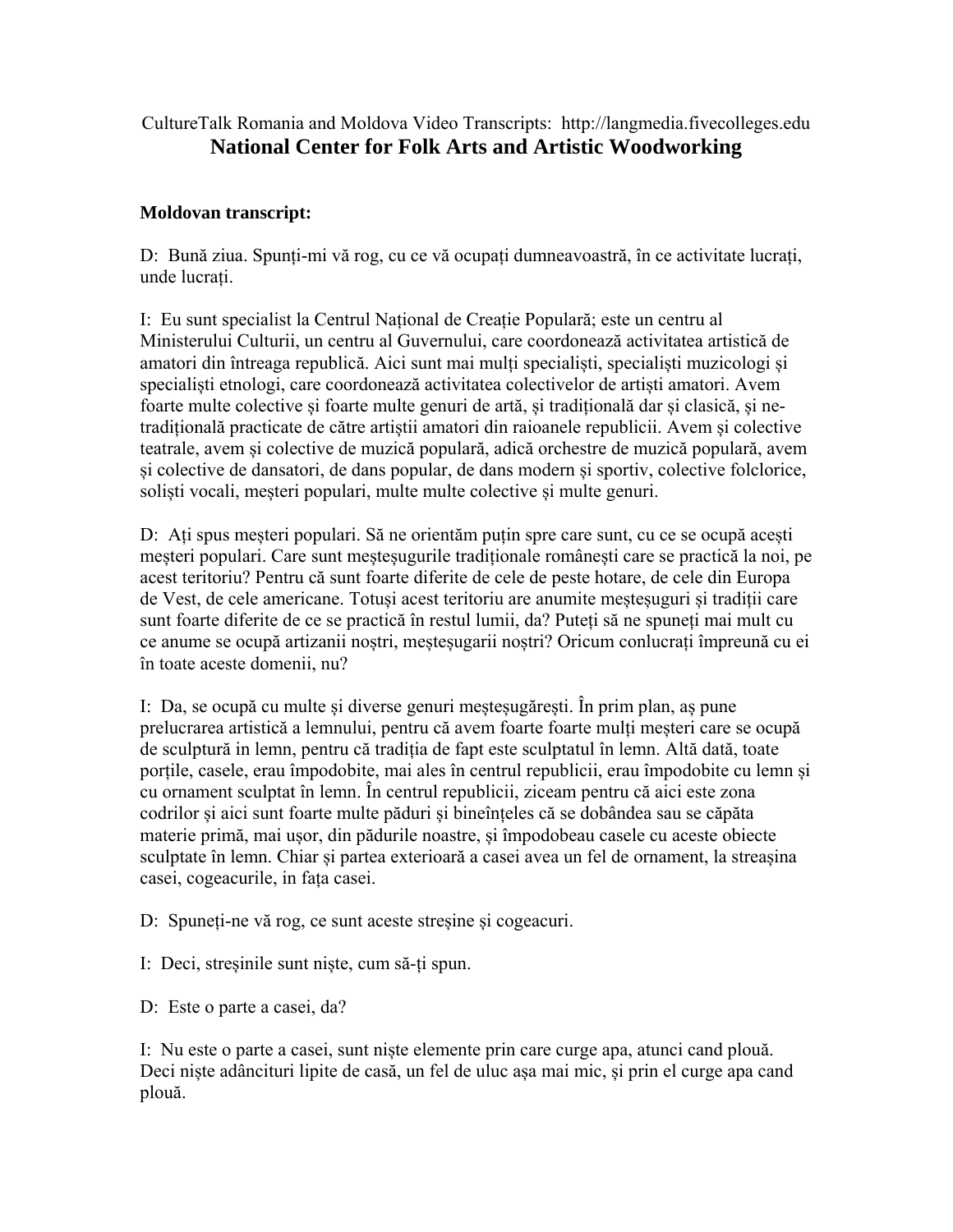CultureTalk Romania and Moldova Video Transcripts: http://langmedia.fivecolleges.edu

# National Center for Folk Arts and Artistic Woodworking

**Moldovan transcript:**

D: Bună ziua. Spuneți-mi vă rog, cu ce vă ocupați dumneavoastră, în ce activitate lucrați, unde lucrați.

I: Eu sunt specialist la Centrul Național de Creație Populară; este un centru al Ministerului Culturii, un centru al Guvernului, care coordonează activitatea artistică de amatori din întreaga republică. Aici sunt mai mulți specialiști, specialiști muzicologi și specialiști etnologi, care coordonează activitatea colectivelor de artiști amatori. Avem foarte multe colective și foarte multe genuri de artă, și tradițională dar și clasică, și ne-tradițională practicate de către artiștii amatori din raioanele republicii. Avem și colective teatrale, avem și colective de muzică populară, adică orchestre de muzică populară, avem și colective de dansatori, de dans popular, de dans modern și sportiv, colective folclorice, soliști vocali, meșteri populari, multe multe colective și multe genuri.

D: Ați spus meșteri populari. Să ne orientăm puțin spre care sunt, cu ce se ocupă acești meșteri populari. Care sunt meșteșugurile tradiționale românești care se practică la noi, pe acest teritoriu? Pentru că sunt foarte diferite de cele de peste hotare, de cele din Europa de Vest, de cele americane. Totuși acest teritoriu are anumite meșteșuguri și tradiții care sunt foarte diferite de ce se practică în restul lumii, da? Puteți să ne spuneți mai mult cu ce anume se ocupă artizanii noștri, meșteșugarii noștri? Oricum conlucrați împreună cu ei în toate aceste domenii, nu?

I: Da, se ocupă cu multe și diverse genuri meșteșugărești. În prim plan, aș pune prelucrarea artistică a lemnului, pentru că avem foarte foarte mulți meșteri care se ocupă de sculptură in lemn, pentru că tradiția de fapt este sculptatul în lemn. Altă dată, toate porțile, casele, erau împodobite, mai ales în centrul republicii, erau împodobite cu lemn și cu ornament sculptat în lemn. În centrul republicii, ziceam pentru că aici este zona codrilor și aici sunt foarte multe păduri și bineînțeles că se dobândea sau se căpăta materie primă, mai ușor, din pădurile noastre, și împodobeau casele cu aceste obiecte sculptate în lemn. Chiar și partea exterioară a casei avea un fel de ornament, la streașina casei, cogeacurile, in fața casei.

D: Spuneți-ne vă rog, ce sunt aceste streșine și cogeacuri.

I: Deci, streșinile sunt niște, cum să-ți spun.

D: Este o parte a casei, da?

I: Nu este o parte a casei, sunt niște elemente prin care curge apa, atunci cand plouă. Deci niște adâncituri lipite de casă, un fel de uluc așa mai mic, și prin el curge apa cand plouă.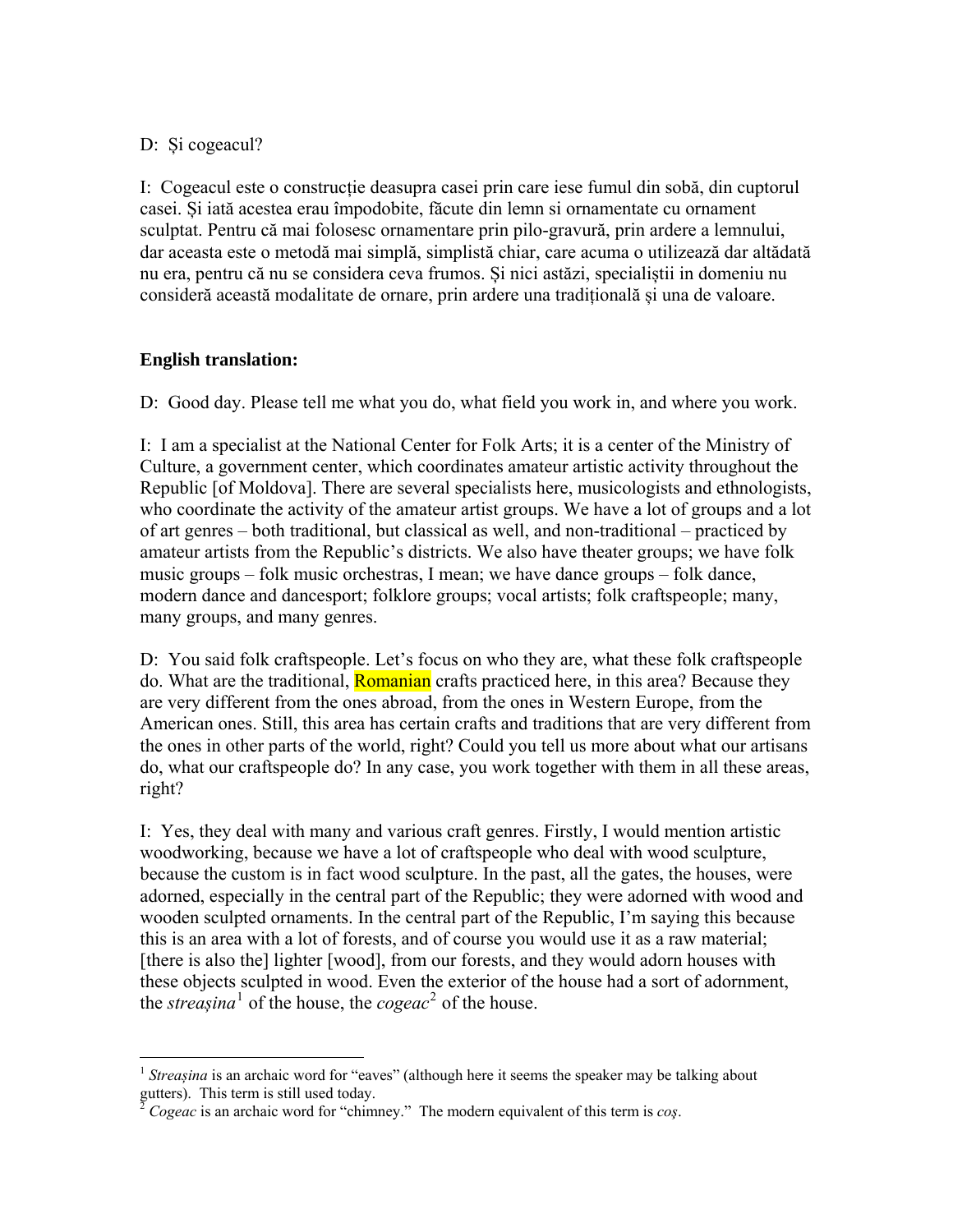D: Și cogeacul?

I: Cogeacul este o construcție deasupra casei prin care iese fumul din sobă, din cuptorul casei. Și iată acestea erau împodobite, făcute din lemn si ornamentate cu ornament sculptat. Pentru că mai folosesc ornamentare prin pilo-gravură, prin ardere a lemnului, dar aceasta este o metodă mai simplă, simplistă chiar, care acuma o utilizează dar altădată nu era, pentru că nu se considera ceva frumos. Și nici astăzi, specialiștii in domeniu nu consideră această modalitate de ornare, prin ardere una tradițională și una de valoare.

**English translation:**

D: Good day. Please tell me what you do, what field you work in, and where you work.

I: I am a specialist at the National Center for Folk Arts; it is a center of the Ministry of Culture, a government center, which coordinates amateur artistic activity throughout the Republic [of Moldova]. There are several specialists here, musicologists and ethnologists, who coordinate the activity of the amateur artist groups. We have a lot of groups and a lot of art genres – both traditional, but classical as well, and non-traditional – practiced by amateur artists from the Republic's districts. We also have theater groups; we have folk music groups – folk music orchestras, I mean; we have dance groups – folk dance, modern dance and dancesport; folklore groups; vocal artists; folk craftspeople; many, many groups, and many genres.

D: You said folk craftspeople. Let's focus on who they are, what these folk craftspeople do. What are the traditional, Romanian crafts practiced here, in this area? Because they are very different from the ones abroad, from the ones in Western Europe, from the American ones. Still, this area has certain crafts and traditions that are very different from the ones in other parts of the world, right? Could you tell us more about what our artisans do, what our craftspeople do? In any case, you work together with them in all these areas, right?

I: Yes, they deal with many and various craft genres. Firstly, I would mention artistic woodworking, because we have a lot of craftspeople who deal with wood sculpture, because the custom is in fact wood sculpture. In the past, all the gates, the houses, were adorned, especially in the central part of the Republic; they were adorned with wood and wooden sculpted ornaments. In the central part of the Republic, I'm saying this because this is an area with a lot of forests, and of course you would use it as a raw material; [there is also the] lighter [wood], from our forests, and they would adorn houses with these objects sculpted in wood. Even the exterior of the house had a sort of adornment, the *streașina*[1] of the house, the *cogeac*[2] of the house.

---

[1] *Streașina* is an archaic word for "eaves" (although here it seems the speaker may be talking about gutters). This term is still used today.

[2] *Cogeac* is an archaic word for "chimney." The modern equivalent of this term is *coş*.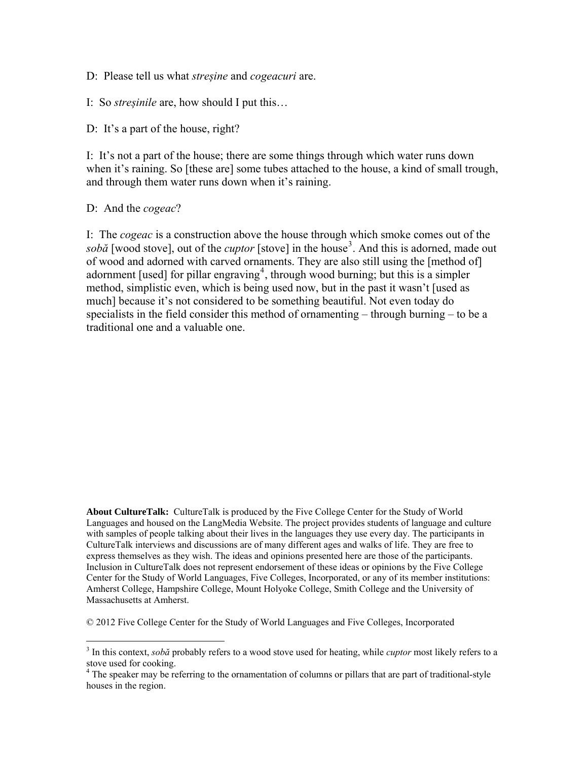D: Please tell us what *streșine* and *cogeacuri* are.

I: So *streșinile* are, how should I put this…

D: It's a part of the house, right?

I: It's not a part of the house; there are some things through which water runs down when it's raining. So [these are] some tubes attached to the house, a kind of small trough, and through them water runs down when it's raining.

D: And the *cogeac*?

I: The *cogeac* is a construction above the house through which smoke comes out of the *sobă* [wood stove], out of the *cuptor* [stove] in the house[3]. And this is adorned, made out of wood and adorned with carved ornaments. They are also still using the [method of] adornment [used] for pillar engraving[4], through wood burning; but this is a simpler method, simplistic even, which is being used now, but in the past it wasn't [used as much] because it's not considered to be something beautiful. Not even today do specialists in the field consider this method of ornamenting – through burning – to be a traditional one and a valuable one.

**About CultureTalk:** CultureTalk is produced by the Five College Center for the Study of World Languages and housed on the LangMedia Website. The project provides students of language and culture with samples of people talking about their lives in the languages they use every day. The participants in CultureTalk interviews and discussions are of many different ages and walks of life. They are free to express themselves as they wish. The ideas and opinions presented here are those of the participants. Inclusion in CultureTalk does not represent endorsement of these ideas or opinions by the Five College Center for the Study of World Languages, Five Colleges, Incorporated, or any of its member institutions: Amherst College, Hampshire College, Mount Holyoke College, Smith College and the University of Massachusetts at Amherst.

© 2012 Five College Center for the Study of World Languages and Five Colleges, Incorporated

---

[3] In this context, *sobă* probably refers to a wood stove used for heating, while *cuptor* most likely refers to a stove used for cooking.

[4] The speaker may be referring to the ornamentation of columns or pillars that are part of traditional-style houses in the region.